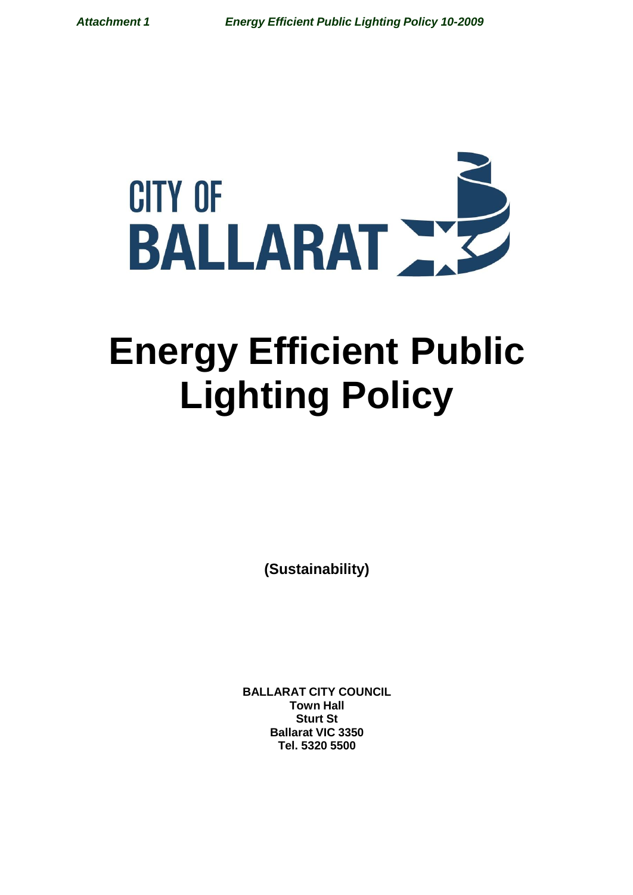CITY OF BALLARAT

# Energy Efficient Public Lighting Policy

**(Sustainability)**

**BALLARAT CITY COUNCIL**
**Town Hall**
**Sturt St**
**Ballarat VIC 3350**
**Tel. 5320 5500**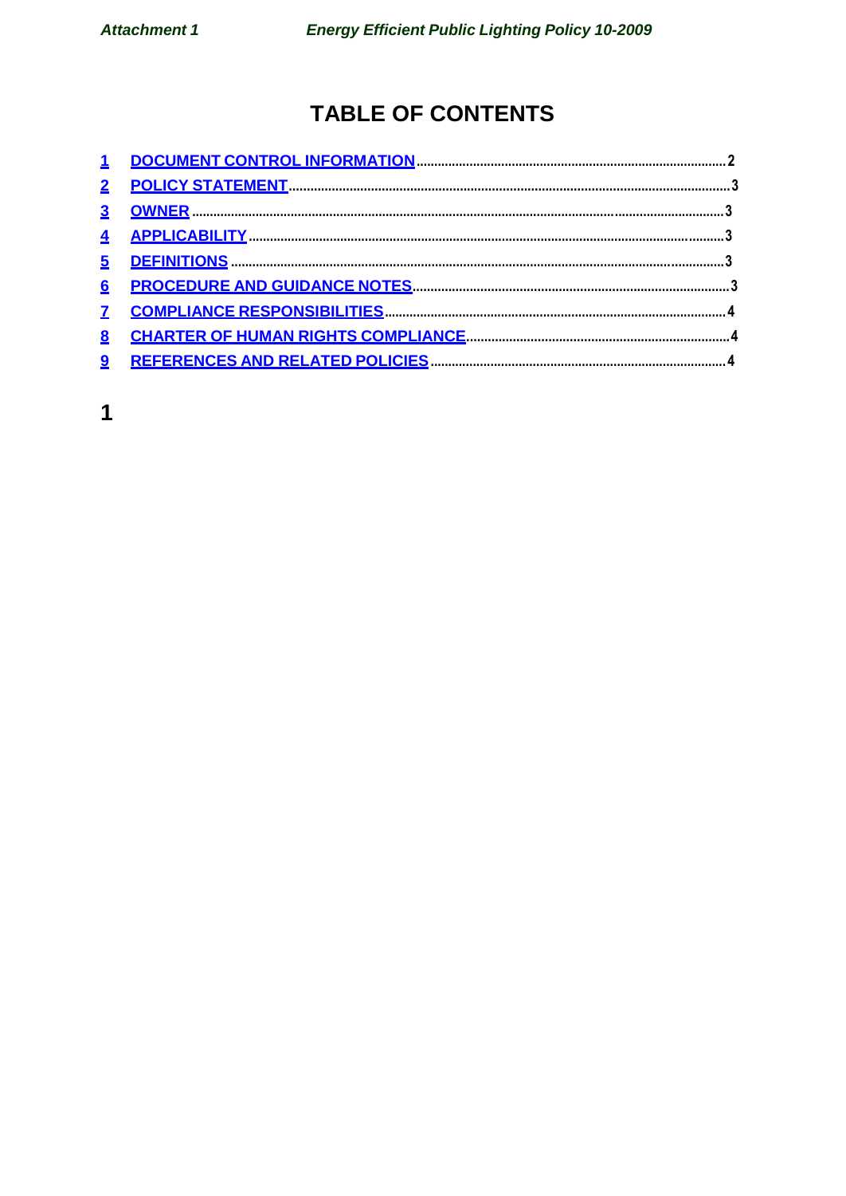# TABLE OF CONTENTS

1 DOCUMENT CONTROL INFORMATION .......... 2
2 POLICY STATEMENT .......... 3
3 OWNER .......... 3
4 APPLICABILITY .......... 3
5 DEFINITIONS .......... 3
6 PROCEDURE AND GUIDANCE NOTES .......... 3
7 COMPLIANCE RESPONSIBILITIES .......... 4
8 CHARTER OF HUMAN RIGHTS COMPLIANCE .......... 4
9 REFERENCES AND RELATED POLICIES .......... 4

# 1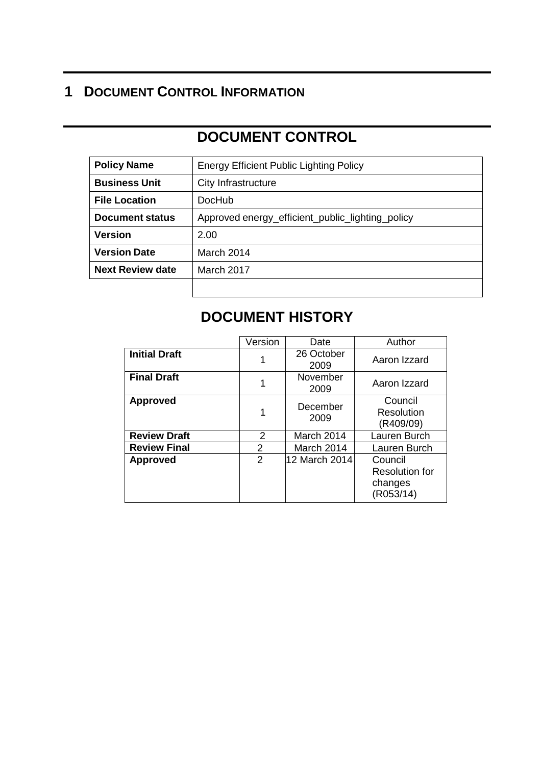# 1 DOCUMENT CONTROL INFORMATION

## DOCUMENT CONTROL

| Policy Name | Energy Efficient Public Lighting Policy |
|---|---|
| **Business Unit** | City Infrastructure |
| **File Location** | DocHub |
| **Document status** | Approved energy_efficient_public_lighting_policy |
| **Version** | 2.00 |
| **Version Date** | March 2014 |
| **Next Review date** | March 2017 |
| | |

## DOCUMENT HISTORY

| | Version | Date | Author |
|---|---|---|---|
| **Initial Draft** | 1 | 26 October 2009 | Aaron Izzard |
| **Final Draft** | 1 | November 2009 | Aaron Izzard |
| **Approved** | 1 | December 2009 | Council Resolution (R409/09) |
| **Review Draft** | 2 | March 2014 | Lauren Burch |
| **Review Final** | 2 | March 2014 | Lauren Burch |
| **Approved** | 2 | 12 March 2014 | Council Resolution for changes (R053/14) |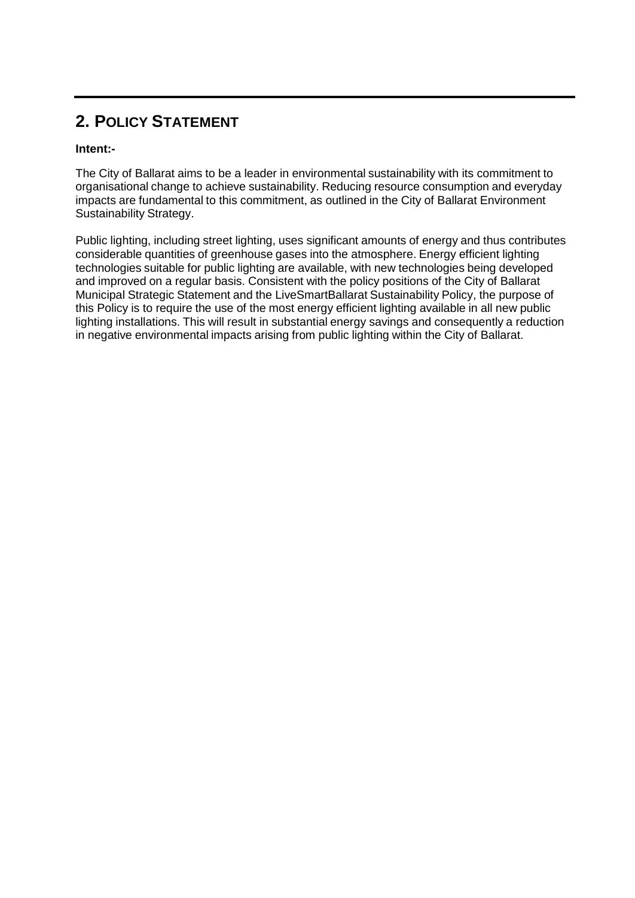## 2. POLICY STATEMENT

**Intent:-**

The City of Ballarat aims to be a leader in environmental sustainability with its commitment to organisational change to achieve sustainability. Reducing resource consumption and everyday impacts are fundamental to this commitment, as outlined in the City of Ballarat Environment Sustainability Strategy.

Public lighting, including street lighting, uses significant amounts of energy and thus contributes considerable quantities of greenhouse gases into the atmosphere. Energy efficient lighting technologies suitable for public lighting are available, with new technologies being developed and improved on a regular basis. Consistent with the policy positions of the City of Ballarat Municipal Strategic Statement and the LiveSmartBallarat Sustainability Policy, the purpose of this Policy is to require the use of the most energy efficient lighting available in all new public lighting installations. This will result in substantial energy savings and consequently a reduction in negative environmental impacts arising from public lighting within the City of Ballarat.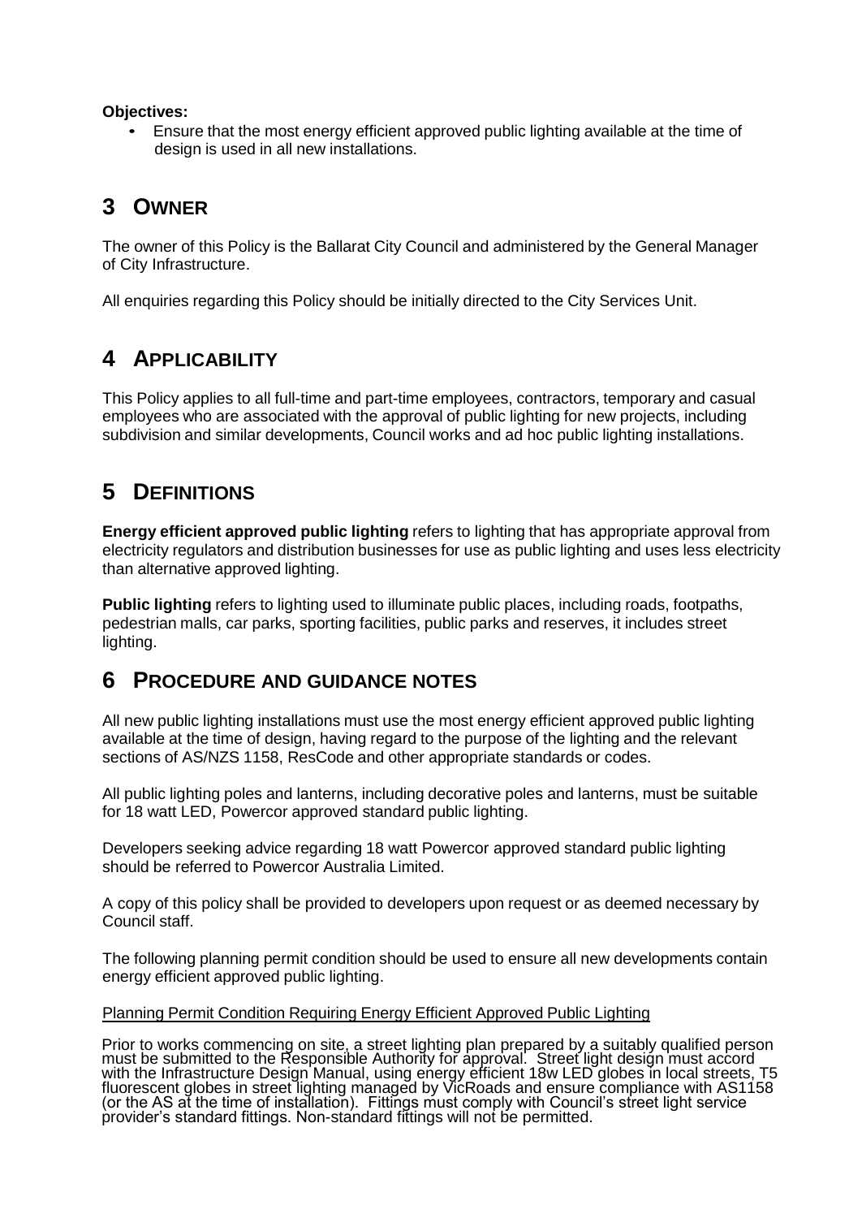**Objectives:**

- Ensure that the most energy efficient approved public lighting available at the time of design is used in all new installations.

# 3 OWNER

The owner of this Policy is the Ballarat City Council and administered by the General Manager of City Infrastructure.

All enquiries regarding this Policy should be initially directed to the City Services Unit.

# 4 APPLICABILITY

This Policy applies to all full-time and part-time employees, contractors, temporary and casual employees who are associated with the approval of public lighting for new projects, including subdivision and similar developments, Council works and ad hoc public lighting installations.

# 5 DEFINITIONS

**Energy efficient approved public lighting** refers to lighting that has appropriate approval from electricity regulators and distribution businesses for use as public lighting and uses less electricity than alternative approved lighting.

**Public lighting** refers to lighting used to illuminate public places, including roads, footpaths, pedestrian malls, car parks, sporting facilities, public parks and reserves, it includes street lighting.

# 6 PROCEDURE AND GUIDANCE NOTES

All new public lighting installations must use the most energy efficient approved public lighting available at the time of design, having regard to the purpose of the lighting and the relevant sections of AS/NZS 1158, ResCode and other appropriate standards or codes.

All public lighting poles and lanterns, including decorative poles and lanterns, must be suitable for 18 watt LED, Powercor approved standard public lighting.

Developers seeking advice regarding 18 watt Powercor approved standard public lighting should be referred to Powercor Australia Limited.

A copy of this policy shall be provided to developers upon request or as deemed necessary by Council staff.

The following planning permit condition should be used to ensure all new developments contain energy efficient approved public lighting.

<u>Planning Permit Condition Requiring Energy Efficient Approved Public Lighting</u>

Prior to works commencing on site, a street lighting plan prepared by a suitably qualified person must be submitted to the Responsible Authority for approval. Street light design must accord with the Infrastructure Design Manual, using energy efficient 18w LED globes in local streets, T5 fluorescent globes in street lighting managed by VicRoads and ensure compliance with AS1158 (or the AS at the time of installation). Fittings must comply with Council's street light service provider's standard fittings. Non-standard fittings will not be permitted.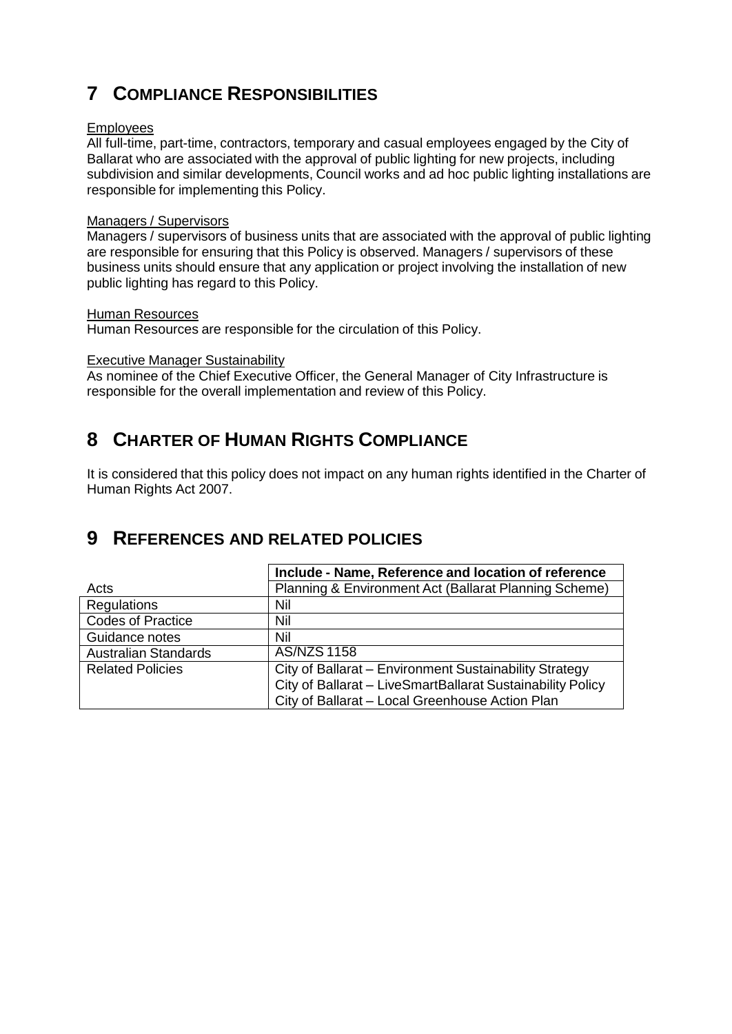# 7 COMPLIANCE RESPONSIBILITIES

Employees
All full-time, part-time, contractors, temporary and casual employees engaged by the City of Ballarat who are associated with the approval of public lighting for new projects, including subdivision and similar developments, Council works and ad hoc public lighting installations are responsible for implementing this Policy.

Managers / Supervisors
Managers / supervisors of business units that are associated with the approval of public lighting are responsible for ensuring that this Policy is observed. Managers / supervisors of these business units should ensure that any application or project involving the installation of new public lighting has regard to this Policy.

Human Resources
Human Resources are responsible for the circulation of this Policy.

Executive Manager Sustainability
As nominee of the Chief Executive Officer, the General Manager of City Infrastructure is responsible for the overall implementation and review of this Policy.

# 8 CHARTER OF HUMAN RIGHTS COMPLIANCE

It is considered that this policy does not impact on any human rights identified in the Charter of Human Rights Act 2007.

# 9 REFERENCES AND RELATED POLICIES

| | **Include - Name, Reference and location of reference** |
|---|---|
| Acts | Planning & Environment Act (Ballarat Planning Scheme) |
| Regulations | Nil |
| Codes of Practice | Nil |
| Guidance notes | Nil |
| Australian Standards | AS/NZS 1158 |
| Related Policies | City of Ballarat – Environment Sustainability Strategy<br>City of Ballarat – LiveSmartBallarat Sustainability Policy<br>City of Ballarat – Local Greenhouse Action Plan |